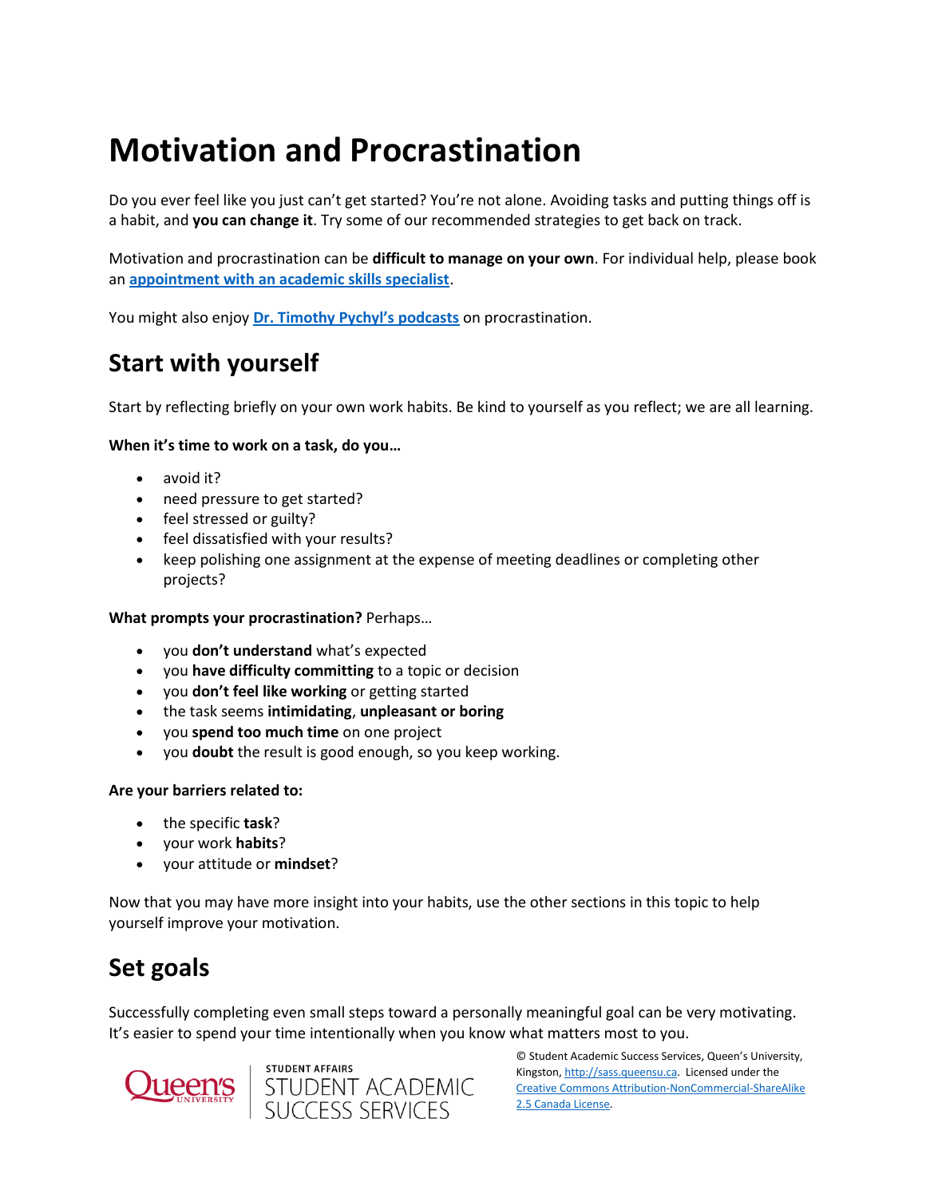# Motivation and Procrastination

Do you ever feel like you just can't get started? You're not alone. Avoiding tasks and putting things off is a habit, and **you can change it**. Try some of our recommended strategies to get back on track.

Motivation and procrastination can be **difficult to manage on your own**. For individual help, please book an **appointment with an academic skills specialist**.

You might also enjoy **Dr. Timothy Pychyl's podcasts** on procrastination.

## Start with yourself

Start by reflecting briefly on your own work habits. Be kind to yourself as you reflect; we are all learning.

**When it's time to work on a task, do you…**

- avoid it?
- need pressure to get started?
- feel stressed or guilty?
- feel dissatisfied with your results?
- keep polishing one assignment at the expense of meeting deadlines or completing other projects?

**What prompts your procrastination?** Perhaps…

- you **don't understand** what's expected
- you **have difficulty committing** to a topic or decision
- you **don't feel like working** or getting started
- the task seems **intimidating**, **unpleasant or boring**
- you **spend too much time** on one project
- you **doubt** the result is good enough, so you keep working.

**Are your barriers related to:**

- the specific **task**?
- your work **habits**?
- your attitude or **mindset**?

Now that you may have more insight into your habits, use the other sections in this topic to help yourself improve your motivation.

## Set goals

Successfully completing even small steps toward a personally meaningful goal can be very motivating. It's easier to spend your time intentionally when you know what matters most to you.

© Student Academic Success Services, Queen's University, Kingston, http://sass.queensu.ca. Licensed under the Creative Commons Attribution-NonCommercial-ShareAlike 2.5 Canada License.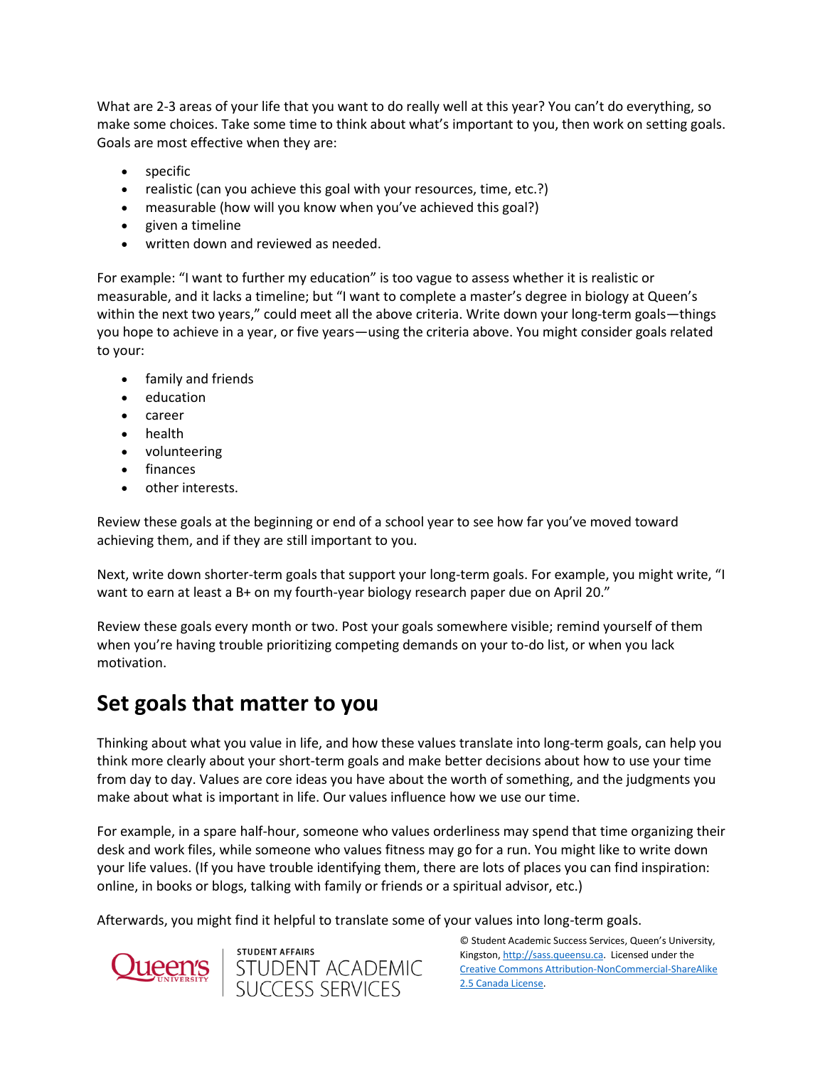What are 2-3 areas of your life that you want to do really well at this year? You can't do everything, so make some choices. Take some time to think about what's important to you, then work on setting goals. Goals are most effective when they are:

- specific
- realistic (can you achieve this goal with your resources, time, etc.?)
- measurable (how will you know when you've achieved this goal?)
- given a timeline
- written down and reviewed as needed.

For example: "I want to further my education" is too vague to assess whether it is realistic or measurable, and it lacks a timeline; but "I want to complete a master's degree in biology at Queen's within the next two years," could meet all the above criteria. Write down your long-term goals—things you hope to achieve in a year, or five years—using the criteria above. You might consider goals related to your:

- family and friends
- education
- career
- health
- volunteering
- finances
- other interests.

Review these goals at the beginning or end of a school year to see how far you've moved toward achieving them, and if they are still important to you.

Next, write down shorter-term goals that support your long-term goals. For example, you might write, "I want to earn at least a B+ on my fourth-year biology research paper due on April 20."

Review these goals every month or two. Post your goals somewhere visible; remind yourself of them when you're having trouble prioritizing competing demands on your to-do list, or when you lack motivation.

## Set goals that matter to you

Thinking about what you value in life, and how these values translate into long-term goals, can help you think more clearly about your short-term goals and make better decisions about how to use your time from day to day. Values are core ideas you have about the worth of something, and the judgments you make about what is important in life. Our values influence how we use our time.

For example, in a spare half-hour, someone who values orderliness may spend that time organizing their desk and work files, while someone who values fitness may go for a run. You might like to write down your life values. (If you have trouble identifying them, there are lots of places you can find inspiration: online, in books or blogs, talking with family or friends or a spiritual advisor, etc.)

Afterwards, you might find it helpful to translate some of your values into long-term goals.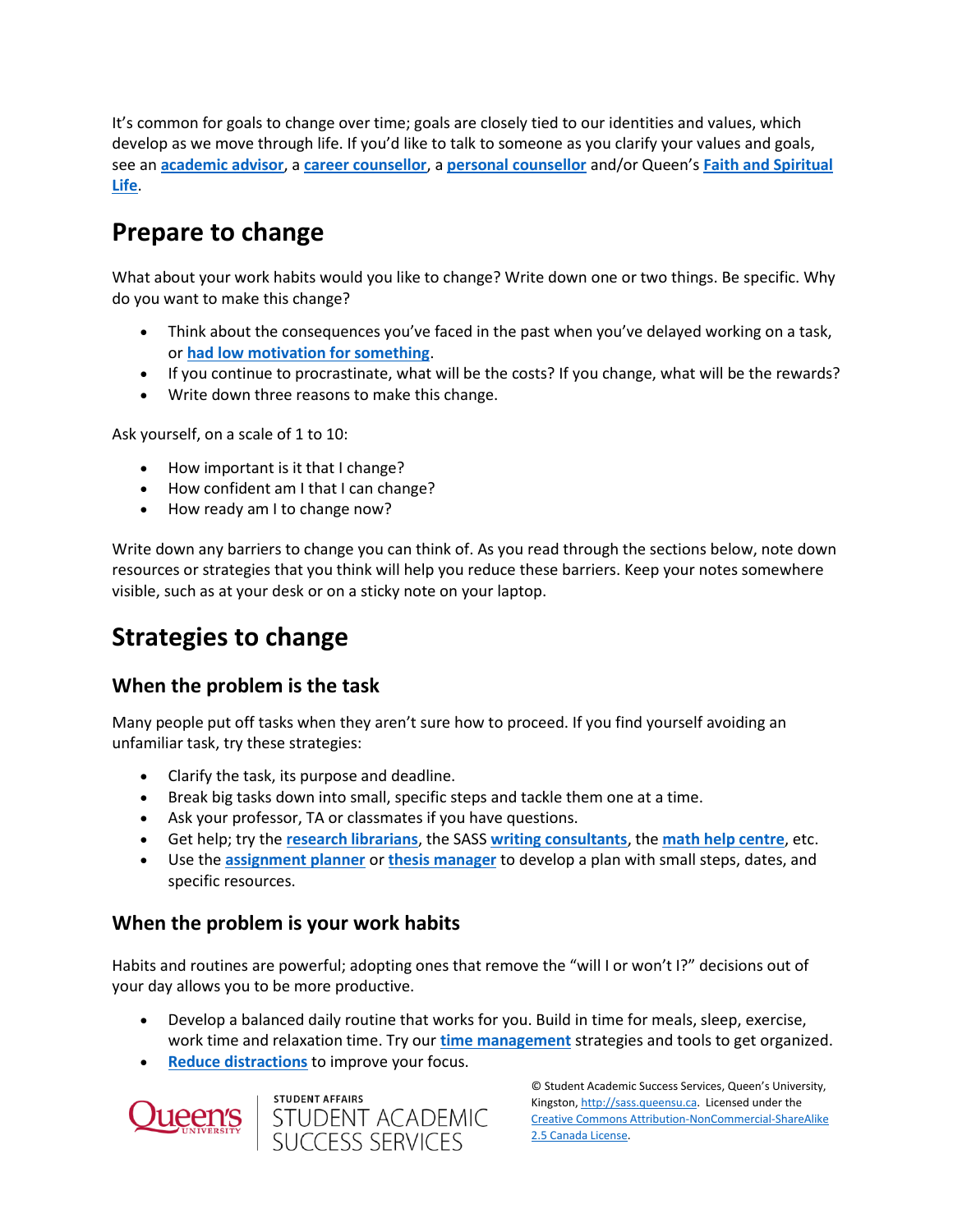It's common for goals to change over time; goals are closely tied to our identities and values, which develop as we move through life. If you'd like to talk to someone as you clarify your values and goals, see an **academic advisor**, a **career counsellor**, a **personal counsellor** and/or Queen's **Faith and Spiritual Life**.

## Prepare to change

What about your work habits would you like to change? Write down one or two things. Be specific. Why do you want to make this change?

- Think about the consequences you've faced in the past when you've delayed working on a task, or **had low motivation for something**.
- If you continue to procrastinate, what will be the costs? If you change, what will be the rewards?
- Write down three reasons to make this change.

Ask yourself, on a scale of 1 to 10:

- How important is it that I change?
- How confident am I that I can change?
- How ready am I to change now?

Write down any barriers to change you can think of. As you read through the sections below, note down resources or strategies that you think will help you reduce these barriers. Keep your notes somewhere visible, such as at your desk or on a sticky note on your laptop.

## Strategies to change

### When the problem is the task

Many people put off tasks when they aren't sure how to proceed. If you find yourself avoiding an unfamiliar task, try these strategies:

- Clarify the task, its purpose and deadline.
- Break big tasks down into small, specific steps and tackle them one at a time.
- Ask your professor, TA or classmates if you have questions.
- Get help; try the **research librarians**, the SASS **writing consultants**, the **math help centre**, etc.
- Use the **assignment planner** or **thesis manager** to develop a plan with small steps, dates, and specific resources.

### When the problem is your work habits

Habits and routines are powerful; adopting ones that remove the "will I or won't I?" decisions out of your day allows you to be more productive.

- Develop a balanced daily routine that works for you. Build in time for meals, sleep, exercise, work time and relaxation time. Try our **time management** strategies and tools to get organized.
- **Reduce distractions** to improve your focus.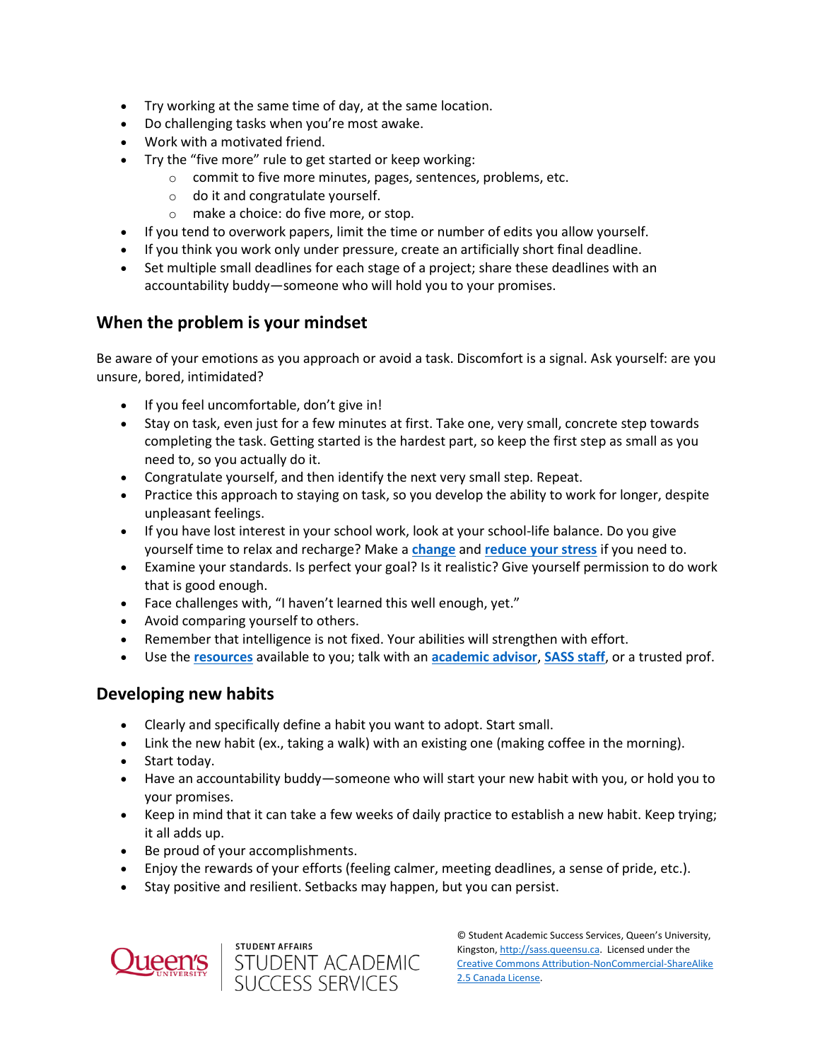- Try working at the same time of day, at the same location.
- Do challenging tasks when you're most awake.
- Work with a motivated friend.
- Try the "five more" rule to get started or keep working:
  - commit to five more minutes, pages, sentences, problems, etc.
  - do it and congratulate yourself.
  - make a choice: do five more, or stop.
- If you tend to overwork papers, limit the time or number of edits you allow yourself.
- If you think you work only under pressure, create an artificially short final deadline.
- Set multiple small deadlines for each stage of a project; share these deadlines with an accountability buddy—someone who will hold you to your promises.

## When the problem is your mindset

Be aware of your emotions as you approach or avoid a task. Discomfort is a signal. Ask yourself: are you unsure, bored, intimidated?

- If you feel uncomfortable, don't give in!
- Stay on task, even just for a few minutes at first. Take one, very small, concrete step towards completing the task. Getting started is the hardest part, so keep the first step as small as you need to, so you actually do it.
- Congratulate yourself, and then identify the next very small step. Repeat.
- Practice this approach to staying on task, so you develop the ability to work for longer, despite unpleasant feelings.
- If you have lost interest in your school work, look at your school-life balance. Do you give yourself time to relax and recharge? Make a **change** and **reduce your stress** if you need to.
- Examine your standards. Is perfect your goal? Is it realistic? Give yourself permission to do work that is good enough.
- Face challenges with, "I haven't learned this well enough, yet."
- Avoid comparing yourself to others.
- Remember that intelligence is not fixed. Your abilities will strengthen with effort.
- Use the **resources** available to you; talk with an **academic advisor**, **SASS staff**, or a trusted prof.

## Developing new habits

- Clearly and specifically define a habit you want to adopt. Start small.
- Link the new habit (ex., taking a walk) with an existing one (making coffee in the morning).
- Start today.
- Have an accountability buddy—someone who will start your new habit with you, or hold you to your promises.
- Keep in mind that it can take a few weeks of daily practice to establish a new habit. Keep trying; it all adds up.
- Be proud of your accomplishments.
- Enjoy the rewards of your efforts (feeling calmer, meeting deadlines, a sense of pride, etc.).
- Stay positive and resilient. Setbacks may happen, but you can persist.

Queen's University | STUDENT AFFAIRS STUDENT ACADEMIC SUCCESS SERVICES

© Student Academic Success Services, Queen's University, Kingston, http://sass.queensu.ca. Licensed under the Creative Commons Attribution-NonCommercial-ShareAlike 2.5 Canada License.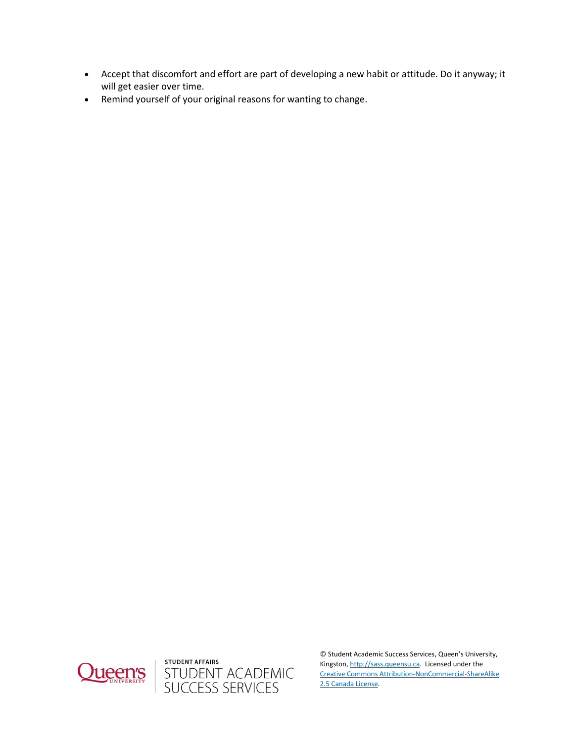- Accept that discomfort and effort are part of developing a new habit or attitude. Do it anyway; it will get easier over time.
- Remind yourself of your original reasons for wanting to change.

Queen's University | STUDENT AFFAIRS STUDENT ACADEMIC SUCCESS SERVICES

© Student Academic Success Services, Queen's University, Kingston, [http://sass.queensu.ca](http://sass.queensu.ca). Licensed under the Creative Commons Attribution-NonCommercial-ShareAlike 2.5 Canada License.